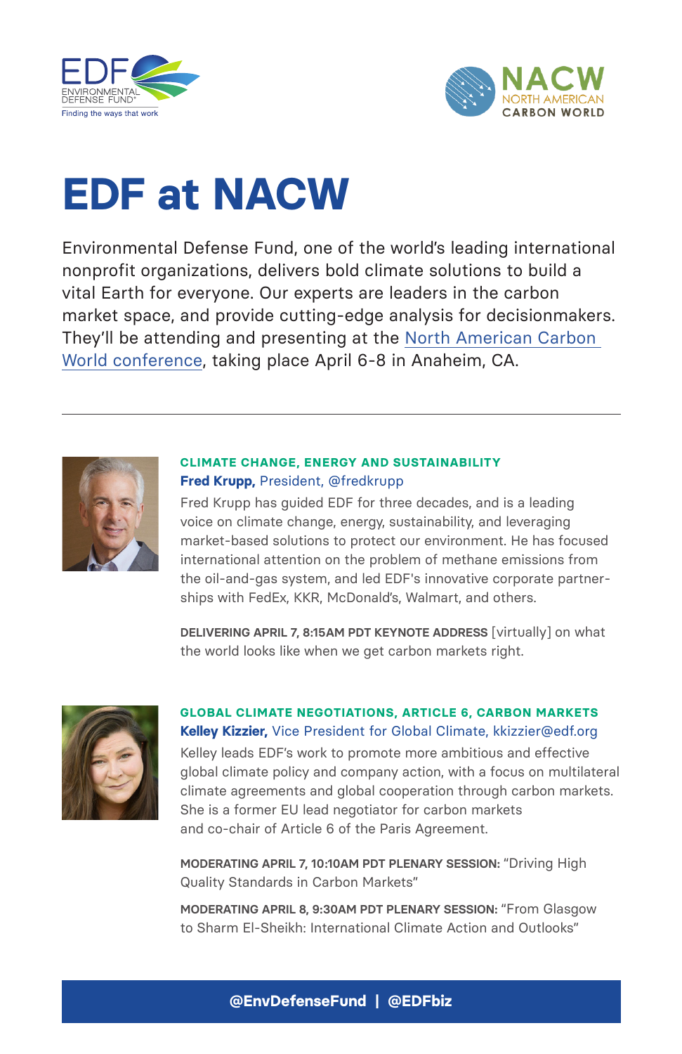# EDF at NACW

Environmental Defense Fund, one of the world's leading international nonprofit organizations, delivers bold climate solutions to build a vital Earth for everyone. Our experts are leaders in the carbon market space, and provide cutting-edge analysis for decisionmakers. They'll be attending and presenting at the North American Carbon World conference, taking place April 6-8 in Anaheim, CA.

---

**CLIMATE CHANGE, ENERGY AND SUSTAINABILITY**

**Fred Krupp,** President, @fredkrupp

Fred Krupp has guided EDF for three decades, and is a leading voice on climate change, energy, sustainability, and leveraging market-based solutions to protect our environment. He has focused international attention on the problem of methane emissions from the oil-and-gas system, and led EDF's innovative corporate partnerships with FedEx, KKR, McDonald's, Walmart, and others.

**DELIVERING APRIL 7, 8:15AM PDT KEYNOTE ADDRESS** [virtually] on what the world looks like when we get carbon markets right.

**GLOBAL CLIMATE NEGOTIATIONS, ARTICLE 6, CARBON MARKETS**

**Kelley Kizzier,** Vice President for Global Climate, kkizzier@edf.org

Kelley leads EDF's work to promote more ambitious and effective global climate policy and company action, with a focus on multilateral climate agreements and global cooperation through carbon markets. She is a former EU lead negotiator for carbon markets and co-chair of Article 6 of the Paris Agreement.

**MODERATING APRIL 7, 10:10AM PDT PLENARY SESSION:** "Driving High Quality Standards in Carbon Markets"

**MODERATING APRIL 8, 9:30AM PDT PLENARY SESSION:** "From Glasgow to Sharm El-Sheikh: International Climate Action and Outlooks"

**@EnvDefenseFund | @EDFbiz**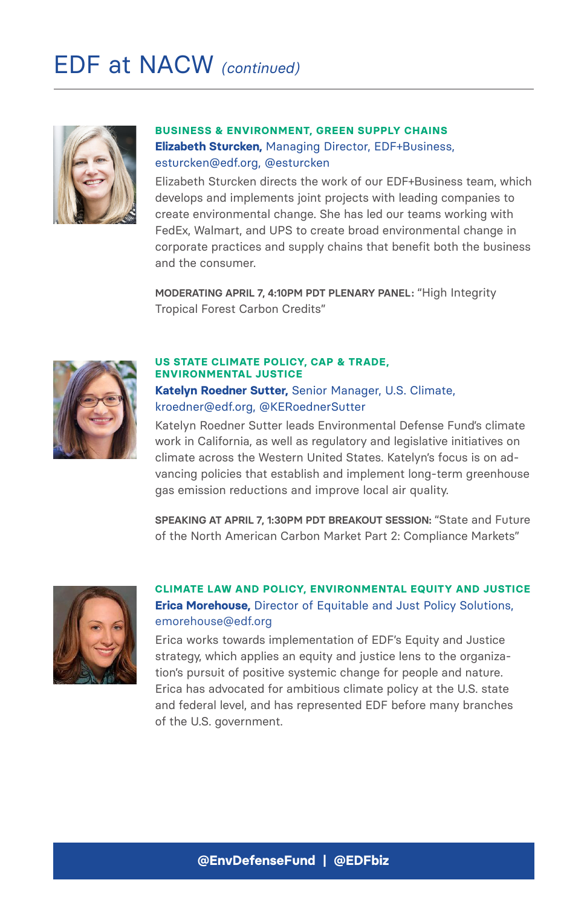# EDF at NACW *(continued)*

**BUSINESS & ENVIRONMENT, GREEN SUPPLY CHAINS**

**Elizabeth Sturcken,** Managing Director, EDF+Business, esturcken@edf.org, @esturcken

Elizabeth Sturcken directs the work of our EDF+Business team, which develops and implements joint projects with leading companies to create environmental change. She has led our teams working with FedEx, Walmart, and UPS to create broad environmental change in corporate practices and supply chains that benefit both the business and the consumer.

**MODERATING APRIL 7, 4:10PM PDT PLENARY PANEL:** "High Integrity Tropical Forest Carbon Credits"

**US STATE CLIMATE POLICY, CAP & TRADE, ENVIRONMENTAL JUSTICE**

**Katelyn Roedner Sutter,** Senior Manager, U.S. Climate, kroedner@edf.org, @KERoednerSutter

Katelyn Roedner Sutter leads Environmental Defense Fund's climate work in California, as well as regulatory and legislative initiatives on climate across the Western United States. Katelyn's focus is on advancing policies that establish and implement long-term greenhouse gas emission reductions and improve local air quality.

**SPEAKING AT APRIL 7, 1:30PM PDT BREAKOUT SESSION:** "State and Future of the North American Carbon Market Part 2: Compliance Markets"

**CLIMATE LAW AND POLICY, ENVIRONMENTAL EQUITY AND JUSTICE**

**Erica Morehouse,** Director of Equitable and Just Policy Solutions, emorehouse@edf.org

Erica works towards implementation of EDF's Equity and Justice strategy, which applies an equity and justice lens to the organization's pursuit of positive systemic change for people and nature. Erica has advocated for ambitious climate policy at the U.S. state and federal level, and has represented EDF before many branches of the U.S. government.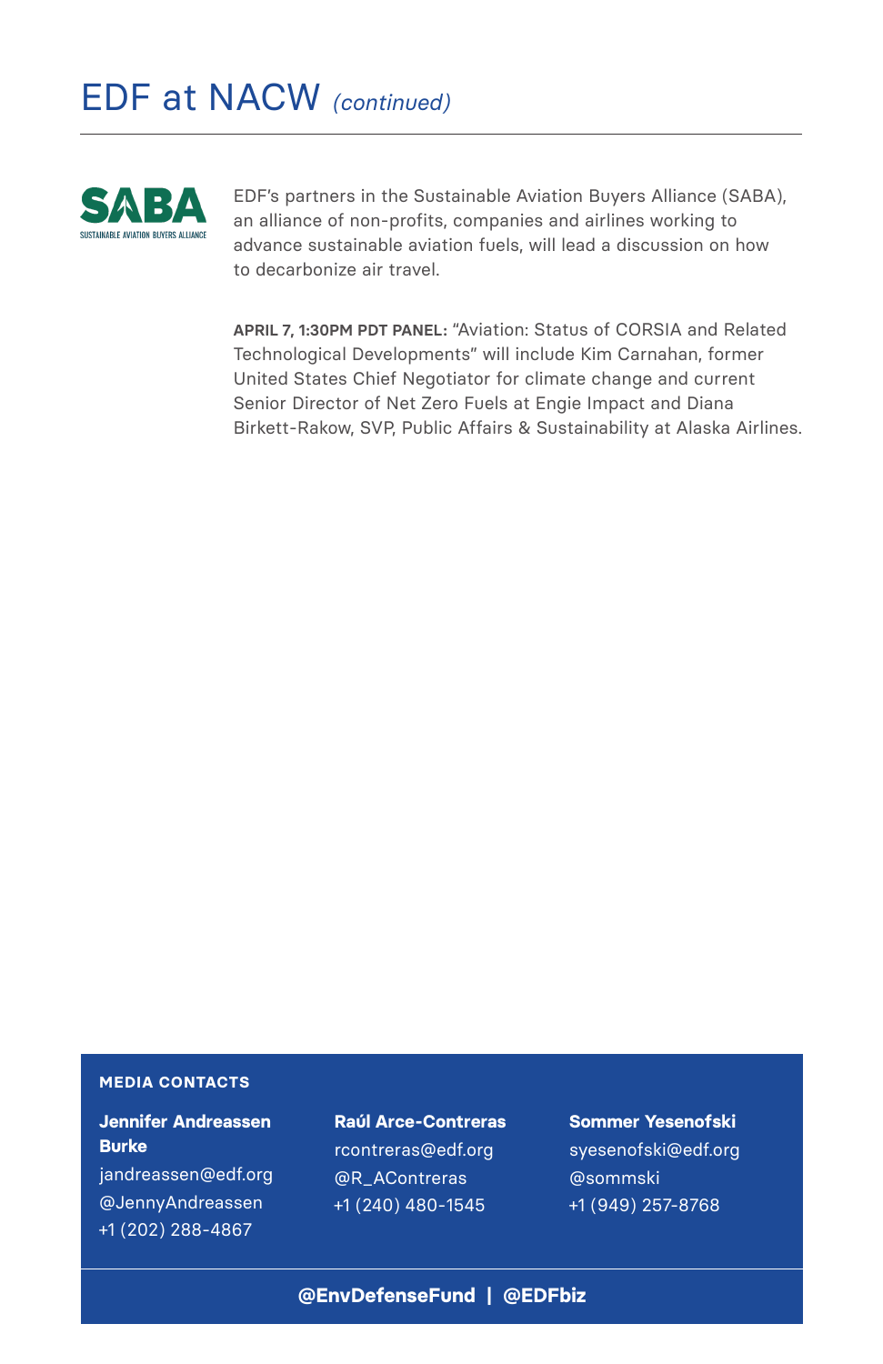# EDF at NACW *(continued)*

SABA
SUSTAINABLE AVIATION BUYERS ALLIANCE

EDF's partners in the Sustainable Aviation Buyers Alliance (SABA), an alliance of non-profits, companies and airlines working to advance sustainable aviation fuels, will lead a discussion on how to decarbonize air travel.

**APRIL 7, 1:30PM PDT PANEL:** "Aviation: Status of CORSIA and Related Technological Developments" will include Kim Carnahan, former United States Chief Negotiator for climate change and current Senior Director of Net Zero Fuels at Engie Impact and Diana Birkett-Rakow, SVP, Public Affairs & Sustainability at Alaska Airlines.

**MEDIA CONTACTS**

**Jennifer Andreassen Burke**
jandreassen@edf.org
@JennyAndreassen
+1 (202) 288-4867

**Raúl Arce-Contreras**
rcontreras@edf.org
@R_AContreras
+1 (240) 480-1545

**Sommer Yesenofski**
syesenofski@edf.org
@sommski
+1 (949) 257-8768

**@EnvDefenseFund | @EDFbiz**